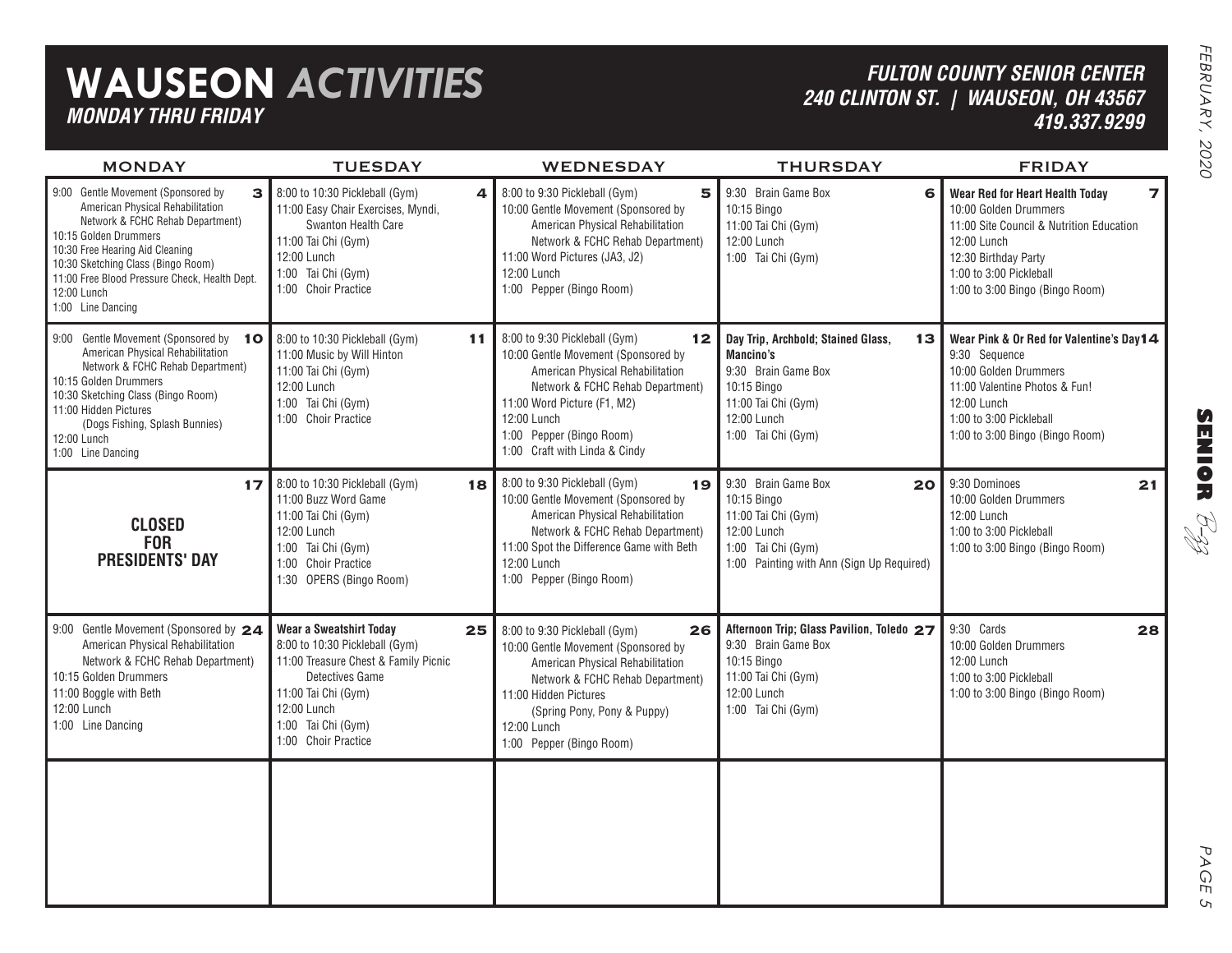# WAUSEON *ACTIVITIES*

***MONDAY THRU FRIDAY***

***FULTON COUNTY SENIOR CENTER***
***240 CLINTON ST. | WAUSEON, OH 43567***
***419.337.9299***

| MONDAY | TUESDAY | WEDNESDAY | THURSDAY | FRIDAY |
|---|---|---|---|---|
| **3**<br>9:00 Gentle Movement (Sponsored by American Physical Rehabilitation Network & FCHC Rehab Department)<br>10:15 Golden Drummers<br>10:30 Free Hearing Aid Cleaning<br>10:30 Sketching Class (Bingo Room)<br>11:00 Free Blood Pressure Check, Health Dept.<br>12:00 Lunch<br>1:00 Line Dancing | **4**<br>8:00 to 10:30 Pickleball (Gym)<br>11:00 Easy Chair Exercises, Myndi, Swanton Health Care<br>11:00 Tai Chi (Gym)<br>12:00 Lunch<br>1:00 Tai Chi (Gym)<br>1:00 Choir Practice | **5**<br>8:00 to 9:30 Pickleball (Gym)<br>10:00 Gentle Movement (Sponsored by American Physical Rehabilitation Network & FCHC Rehab Department)<br>11:00 Word Pictures (JA3, J2)<br>12:00 Lunch<br>1:00 Pepper (Bingo Room) | **6**<br>9:30 Brain Game Box<br>10:15 Bingo<br>11:00 Tai Chi (Gym)<br>12:00 Lunch<br>1:00 Tai Chi (Gym) | **7**<br>**Wear Red for Heart Health Today**<br>10:00 Golden Drummers<br>11:00 Site Council & Nutrition Education<br>12:00 Lunch<br>12:30 Birthday Party<br>1:00 to 3:00 Pickleball<br>1:00 to 3:00 Bingo (Bingo Room) |
| **10**<br>9:00 Gentle Movement (Sponsored by American Physical Rehabilitation Network & FCHC Rehab Department)<br>10:15 Golden Drummers<br>10:30 Sketching Class (Bingo Room)<br>11:00 Hidden Pictures (Dogs Fishing, Splash Bunnies)<br>12:00 Lunch<br>1:00 Line Dancing | **11**<br>8:00 to 10:30 Pickleball (Gym)<br>11:00 Music by Will Hinton<br>11:00 Tai Chi (Gym)<br>12:00 Lunch<br>1:00 Tai Chi (Gym)<br>1:00 Choir Practice | **12**<br>8:00 to 9:30 Pickleball (Gym)<br>10:00 Gentle Movement (Sponsored by American Physical Rehabilitation Network & FCHC Rehab Department)<br>11:00 Word Picture (F1, M2)<br>12:00 Lunch<br>1:00 Pepper (Bingo Room)<br>1:00 Craft with Linda & Cindy | **13**<br>**Day Trip, Archbold; Stained Glass, Mancino's**<br>9:30 Brain Game Box<br>10:15 Bingo<br>11:00 Tai Chi (Gym)<br>12:00 Lunch<br>1:00 Tai Chi (Gym) | **14**<br>**Wear Pink & Or Red for Valentine's Day**<br>9:30 Sequence<br>10:00 Golden Drummers<br>11:00 Valentine Photos & Fun!<br>12:00 Lunch<br>1:00 to 3:00 Pickleball<br>1:00 to 3:00 Bingo (Bingo Room) |
| **17**<br>**CLOSED FOR PRESIDENTS' DAY** | **18**<br>8:00 to 10:30 Pickleball (Gym)<br>11:00 Buzz Word Game<br>11:00 Tai Chi (Gym)<br>12:00 Lunch<br>1:00 Tai Chi (Gym)<br>1:00 Choir Practice<br>1:30 OPERS (Bingo Room) | **19**<br>8:00 to 9:30 Pickleball (Gym)<br>10:00 Gentle Movement (Sponsored by American Physical Rehabilitation Network & FCHC Rehab Department)<br>11:00 Spot the Difference Game with Beth<br>12:00 Lunch<br>1:00 Pepper (Bingo Room) | **20**<br>9:30 Brain Game Box<br>10:15 Bingo<br>11:00 Tai Chi (Gym)<br>12:00 Lunch<br>1:00 Tai Chi (Gym)<br>1:00 Painting with Ann (Sign Up Required) | **21**<br>9:30 Dominoes<br>10:00 Golden Drummers<br>12:00 Lunch<br>1:00 to 3:00 Pickleball<br>1:00 to 3:00 Bingo (Bingo Room) |
| **24**<br>9:00 Gentle Movement (Sponsored by American Physical Rehabilitation Network & FCHC Rehab Department)<br>10:15 Golden Drummers<br>11:00 Boggle with Beth<br>12:00 Lunch<br>1:00 Line Dancing | **25**<br>**Wear a Sweatshirt Today**<br>8:00 to 10:30 Pickleball (Gym)<br>11:00 Treasure Chest & Family Picnic Detectives Game<br>11:00 Tai Chi (Gym)<br>12:00 Lunch<br>1:00 Tai Chi (Gym)<br>1:00 Choir Practice | **26**<br>8:00 to 9:30 Pickleball (Gym)<br>10:00 Gentle Movement (Sponsored by American Physical Rehabilitation Network & FCHC Rehab Department)<br>11:00 Hidden Pictures (Spring Pony, Pony & Puppy)<br>12:00 Lunch<br>1:00 Pepper (Bingo Room) | **27**<br>**Afternoon Trip; Glass Pavilion, Toledo**<br>9:30 Brain Game Box<br>10:15 Bingo<br>11:00 Tai Chi (Gym)<br>12:00 Lunch<br>1:00 Tai Chi (Gym) | **28**<br>9:30 Cards<br>10:00 Golden Drummers<br>12:00 Lunch<br>1:00 to 3:00 Pickleball<br>1:00 to 3:00 Bingo (Bingo Room) |
| | | | | |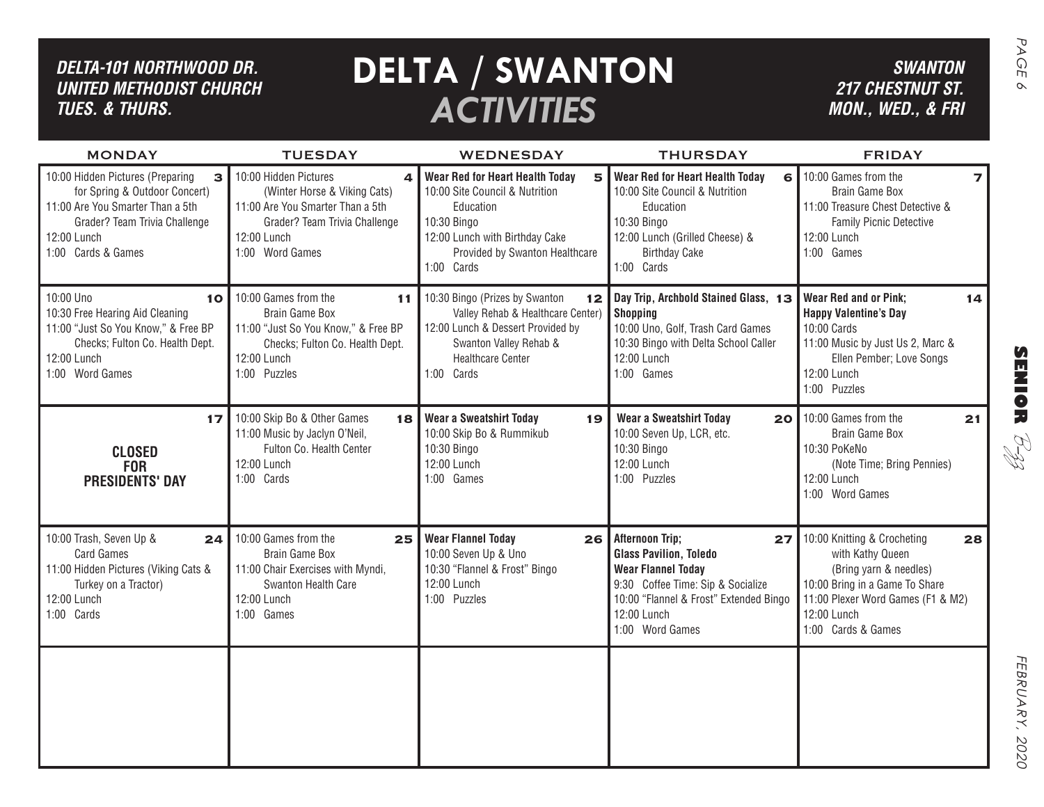*DELTA-101 NORTHWOOD DR.*
*UNITED METHODIST CHURCH*
*TUES. & THURS.*

# DELTA / SWANTON *ACTIVITIES*

*SWANTON*
*217 CHESTNUT ST.*
*MON., WED., & FRI*

| MONDAY | TUESDAY | WEDNESDAY | THURSDAY | FRIDAY |
|---|---|---|---|---|
| **3** 10:00 Hidden Pictures (Preparing for Spring & Outdoor Concert)<br>11:00 Are You Smarter Than a 5th Grader? Team Trivia Challenge<br>12:00 Lunch<br>1:00 Cards & Games | **4** 10:00 Hidden Pictures (Winter Horse & Viking Cats)<br>11:00 Are You Smarter Than a 5th Grader? Team Trivia Challenge<br>12:00 Lunch<br>1:00 Word Games | **5** **Wear Red for Heart Health Today**<br>10:00 Site Council & Nutrition Education<br>10:30 Bingo<br>12:00 Lunch with Birthday Cake Provided by Swanton Healthcare<br>1:00 Cards | **6** **Wear Red for Heart Health Today**<br>10:00 Site Council & Nutrition Education<br>10:30 Bingo<br>12:00 Lunch (Grilled Cheese) & Birthday Cake<br>1:00 Cards | **7** 10:00 Games from the Brain Game Box<br>11:00 Treasure Chest Detective & Family Picnic Detective<br>12:00 Lunch<br>1:00 Games |
| **10** 10:00 Uno<br>10:30 Free Hearing Aid Cleaning<br>11:00 "Just So You Know," & Free BP Checks; Fulton Co. Health Dept.<br>12:00 Lunch<br>1:00 Word Games | **11** 10:00 Games from the Brain Game Box<br>11:00 "Just So You Know," & Free BP Checks; Fulton Co. Health Dept.<br>12:00 Lunch<br>1:00 Puzzles | **12** 10:30 Bingo (Prizes by Swanton Valley Rehab & Healthcare Center)<br>12:00 Lunch & Dessert Provided by Swanton Valley Rehab & Healthcare Center<br>1:00 Cards | **13** **Day Trip, Archbold Stained Glass, Shopping**<br>10:00 Uno, Golf, Trash Card Games<br>10:30 Bingo with Delta School Caller<br>12:00 Lunch<br>1:00 Games | **14** **Wear Red and or Pink; Happy Valentine's Day**<br>10:00 Cards<br>11:00 Music by Just Us 2, Marc & Ellen Pember; Love Songs<br>12:00 Lunch<br>1:00 Puzzles |
| **17** **CLOSED FOR PRESIDENTS' DAY** | **18** 10:00 Skip Bo & Other Games<br>11:00 Music by Jaclyn O'Neil, Fulton Co. Health Center<br>12:00 Lunch<br>1:00 Cards | **19** **Wear a Sweatshirt Today**<br>10:00 Skip Bo & Rummikub<br>10:30 Bingo<br>12:00 Lunch<br>1:00 Games | **20** **Wear a Sweatshirt Today**<br>10:00 Seven Up, LCR, etc.<br>10:30 Bingo<br>12:00 Lunch<br>1:00 Puzzles | **21** 10:00 Games from the Brain Game Box<br>10:30 PoKeNo (Note Time; Bring Pennies)<br>12:00 Lunch<br>1:00 Word Games |
| **24** 10:00 Trash, Seven Up & Card Games<br>11:00 Hidden Pictures (Viking Cats & Turkey on a Tractor)<br>12:00 Lunch<br>1:00 Cards | **25** 10:00 Games from the Brain Game Box<br>11:00 Chair Exercises with Myndi, Swanton Health Care<br>12:00 Lunch<br>1:00 Games | **26** **Wear Flannel Today**<br>10:00 Seven Up & Uno<br>10:30 "Flannel & Frost" Bingo<br>12:00 Lunch<br>1:00 Puzzles | **27** **Afternoon Trip; Glass Pavilion, Toledo**<br>**Wear Flannel Today**<br>9:30 Coffee Time: Sip & Socialize<br>10:00 "Flannel & Frost" Extended Bingo<br>12:00 Lunch<br>1:00 Word Games | **28** 10:00 Knitting & Crocheting with Kathy Queen (Bring yarn & needles)<br>10:00 Bring in a Game To Share<br>11:00 Plexer Word Games (F1 & M2)<br>12:00 Lunch<br>1:00 Cards & Games |
| | | | | |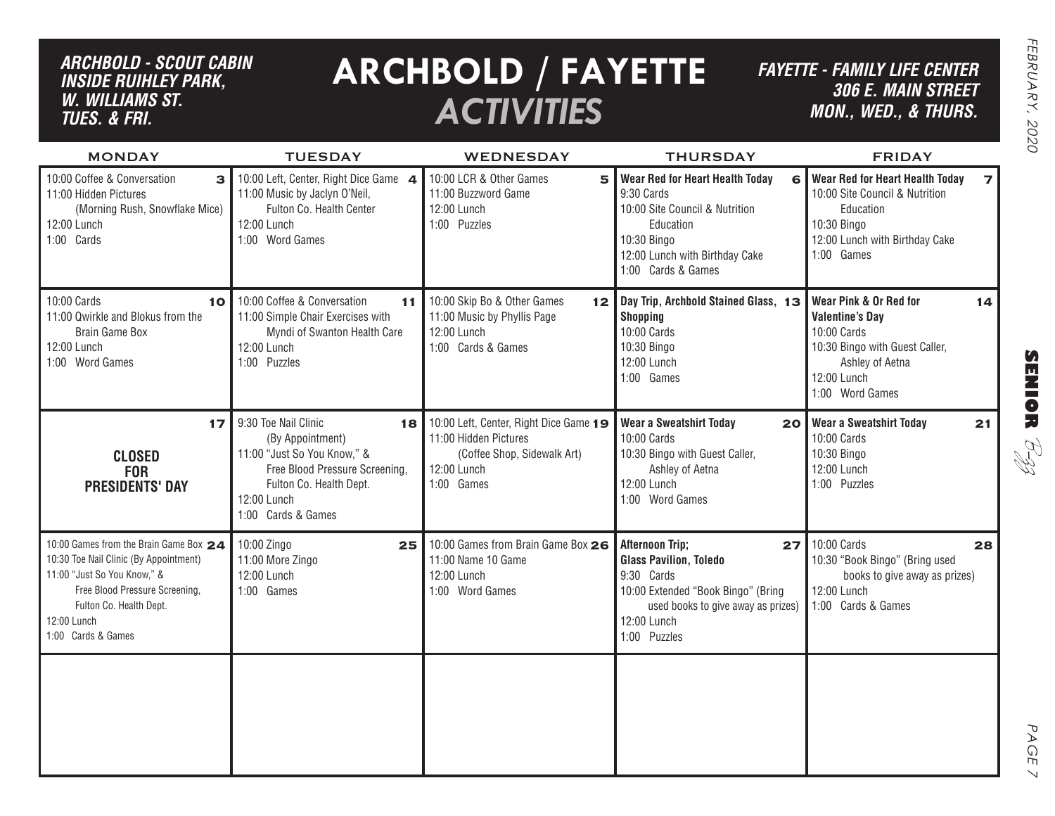*ARCHBOLD - SCOUT CABIN INSIDE RUIHLEY PARK, W. WILLIAMS ST. TUES. & FRI.*

# ARCHBOLD / FAYETTE *ACTIVITIES*

*FAYETTE - FAMILY LIFE CENTER 306 E. MAIN STREET MON., WED., & THURS.*

| MONDAY | TUESDAY | WEDNESDAY | THURSDAY | FRIDAY |
|---|---|---|---|---|
| **3** 10:00 Coffee & Conversation<br>11:00 Hidden Pictures (Morning Rush, Snowflake Mice)<br>12:00 Lunch<br>1:00 Cards | **4** 10:00 Left, Center, Right Dice Game<br>11:00 Music by Jaclyn O'Neil, Fulton Co. Health Center<br>12:00 Lunch<br>1:00 Word Games | **5** 10:00 LCR & Other Games<br>11:00 Buzzword Game<br>12:00 Lunch<br>1:00 Puzzles | **6** **Wear Red for Heart Health Today**<br>9:30 Cards<br>10:00 Site Council & Nutrition Education<br>10:30 Bingo<br>12:00 Lunch with Birthday Cake<br>1:00 Cards & Games | **7** **Wear Red for Heart Health Today**<br>10:00 Site Council & Nutrition Education<br>10:30 Bingo<br>12:00 Lunch with Birthday Cake<br>1:00 Games |
| **10** 10:00 Cards<br>11:00 Qwirkle and Blokus from the Brain Game Box<br>12:00 Lunch<br>1:00 Word Games | **11** 10:00 Coffee & Conversation<br>11:00 Simple Chair Exercises with Myndi of Swanton Health Care<br>12:00 Lunch<br>1:00 Puzzles | **12** 10:00 Skip Bo & Other Games<br>11:00 Music by Phyllis Page<br>12:00 Lunch<br>1:00 Cards & Games | **13** **Day Trip, Archbold Stained Glass, Shopping**<br>10:00 Cards<br>10:30 Bingo<br>12:00 Lunch<br>1:00 Games | **14** **Wear Pink & Or Red for Valentine's Day**<br>10:00 Cards<br>10:30 Bingo with Guest Caller, Ashley of Aetna<br>12:00 Lunch<br>1:00 Word Games |
| **17** **CLOSED FOR PRESIDENTS' DAY** | **18** 9:30 Toe Nail Clinic (By Appointment)<br>11:00 "Just So You Know," & Free Blood Pressure Screening, Fulton Co. Health Dept.<br>12:00 Lunch<br>1:00 Cards & Games | **19** 10:00 Left, Center, Right Dice Game<br>11:00 Hidden Pictures (Coffee Shop, Sidewalk Art)<br>12:00 Lunch<br>1:00 Games | **20** **Wear a Sweatshirt Today**<br>10:00 Cards<br>10:30 Bingo with Guest Caller, Ashley of Aetna<br>12:00 Lunch<br>1:00 Word Games | **21** **Wear a Sweatshirt Today**<br>10:00 Cards<br>10:30 Bingo<br>12:00 Lunch<br>1:00 Puzzles |
| **24** 10:00 Games from the Brain Game Box<br>10:30 Toe Nail Clinic (By Appointment)<br>11:00 "Just So You Know," & Free Blood Pressure Screening, Fulton Co. Health Dept.<br>12:00 Lunch<br>1:00 Cards & Games | **25** 10:00 Zingo<br>11:00 More Zingo<br>12:00 Lunch<br>1:00 Games | **26** 10:00 Games from Brain Game Box<br>11:00 Name 10 Game<br>12:00 Lunch<br>1:00 Word Games | **27** **Afternoon Trip; Glass Pavilion, Toledo**<br>9:30 Cards<br>10:00 Extended "Book Bingo" (Bring used books to give away as prizes)<br>12:00 Lunch<br>1:00 Puzzles | **28** 10:00 Cards<br>10:30 "Book Bingo" (Bring used books to give away as prizes)<br>12:00 Lunch<br>1:00 Cards & Games |
| | | | | |